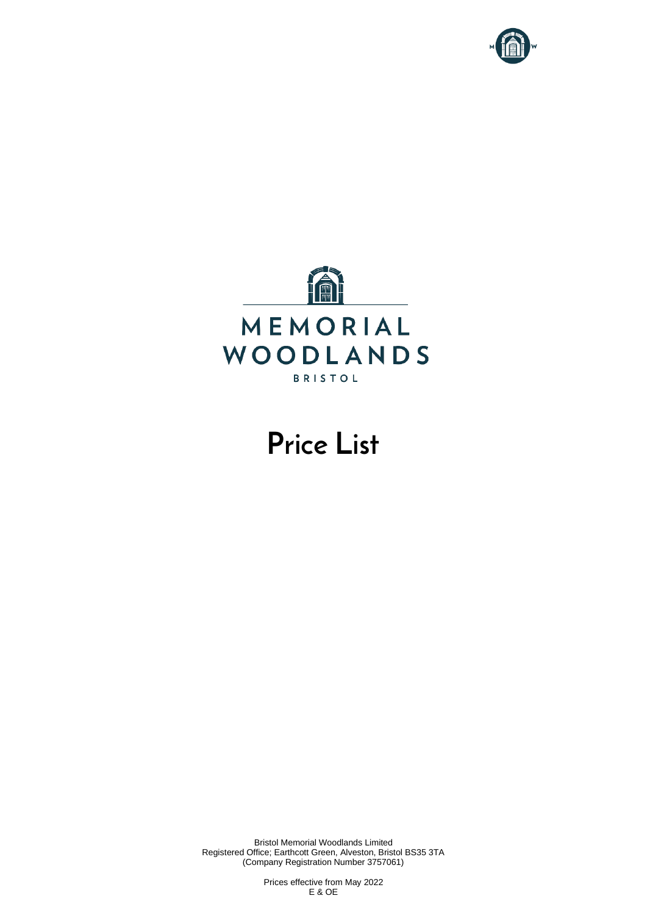MEMORIAL WOODLANDS

BRISTOL

# Price List

Bristol Memorial Woodlands Limited
Registered Office; Earthcott Green, Alveston, Bristol BS35 3TA
(Company Registration Number 3757061)

Prices effective from May 2022
E & OE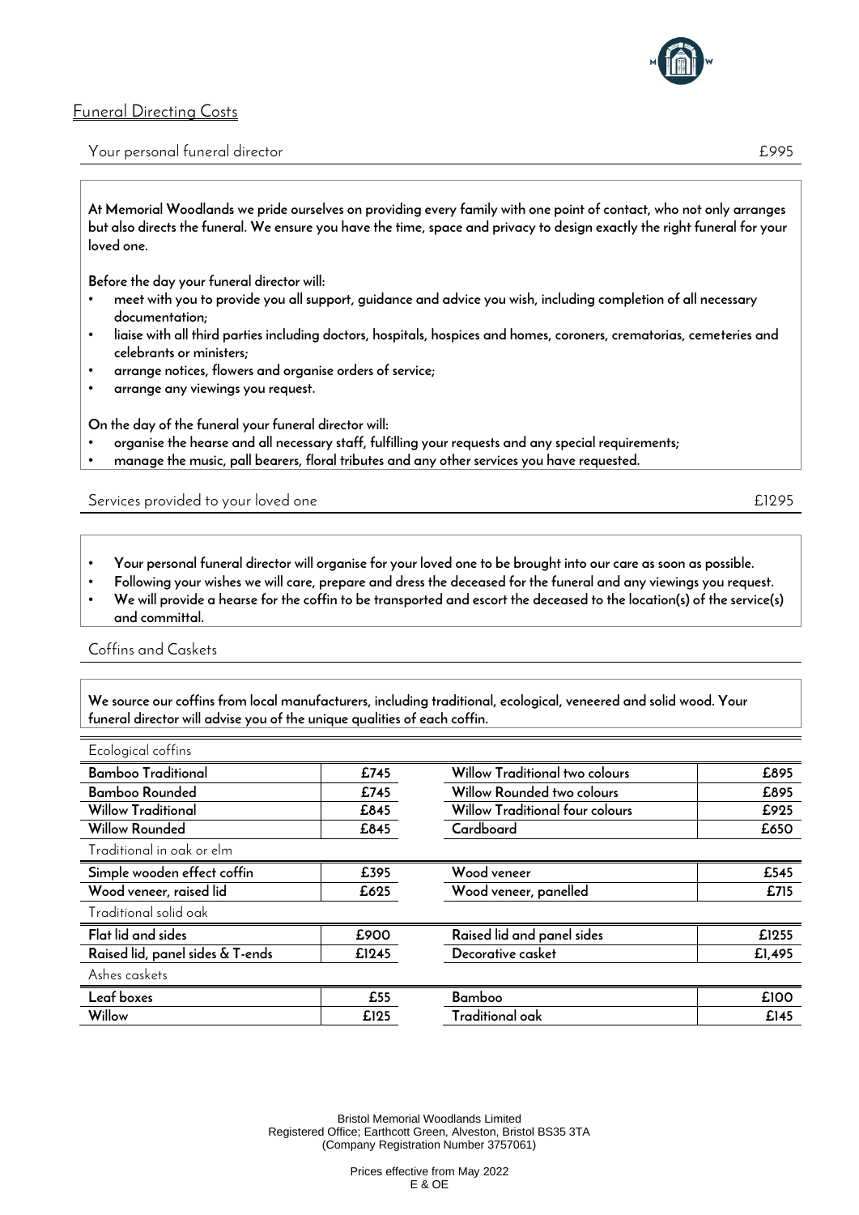## Funeral Directing Costs

Your personal funeral director — £995

**At Memorial Woodlands we pride ourselves on providing every family with one point of contact, who not only arranges but also directs the funeral. We ensure you have the time, space and privacy to design exactly the right funeral for your loved one.**

**Before the day your funeral director will:**

- **meet with you to provide you all support, guidance and advice you wish, including completion of all necessary documentation;**
- **liaise with all third parties including doctors, hospitals, hospices and homes, coroners, crematorias, cemeteries and celebrants or ministers;**
- **arrange notices, flowers and organise orders of service;**
- **arrange any viewings you request.**

**On the day of the funeral your funeral director will:**

- **organise the hearse and all necessary staff, fulfilling your requests and any special requirements;**
- **manage the music, pall bearers, floral tributes and any other services you have requested.**

Services provided to your loved one — £1295

- **Your personal funeral director will organise for your loved one to be brought into our care as soon as possible.**
- **Following your wishes we will care, prepare and dress the deceased for the funeral and any viewings you request.**
- **We will provide a hearse for the coffin to be transported and escort the deceased to the location(s) of the service(s) and committal.**

Coffins and Caskets

**We source our coffins from local manufacturers, including traditional, ecological, veneered and solid wood. Your funeral director will advise you of the unique qualities of each coffin.**

Ecological coffins

| | | | |
|---|---|---|---|
| **Bamboo Traditional** | **£745** | **Willow Traditional two colours** | **£895** |
| **Bamboo Rounded** | **£745** | **Willow Rounded two colours** | **£895** |
| **Willow Traditional** | **£845** | **Willow Traditional four colours** | **£925** |
| **Willow Rounded** | **£845** | **Cardboard** | **£650** |

Traditional in oak or elm

| | | | |
|---|---|---|---|
| **Simple wooden effect coffin** | **£395** | **Wood veneer** | **£545** |
| **Wood veneer, raised lid** | **£625** | **Wood veneer, panelled** | **£715** |

Traditional solid oak

| | | | |
|---|---|---|---|
| **Flat lid and sides** | **£900** | **Raised lid and panel sides** | **£1255** |
| **Raised lid, panel sides & T-ends** | **£1245** | **Decorative casket** | **£1,495** |

Ashes caskets

| | | | |
|---|---|---|---|
| **Leaf boxes** | **£55** | **Bamboo** | **£100** |
| **Willow** | **£125** | **Traditional oak** | **£145** |

Bristol Memorial Woodlands Limited
Registered Office; Earthcott Green, Alveston, Bristol BS35 3TA
(Company Registration Number 3757061)

Prices effective from May 2022
E & OE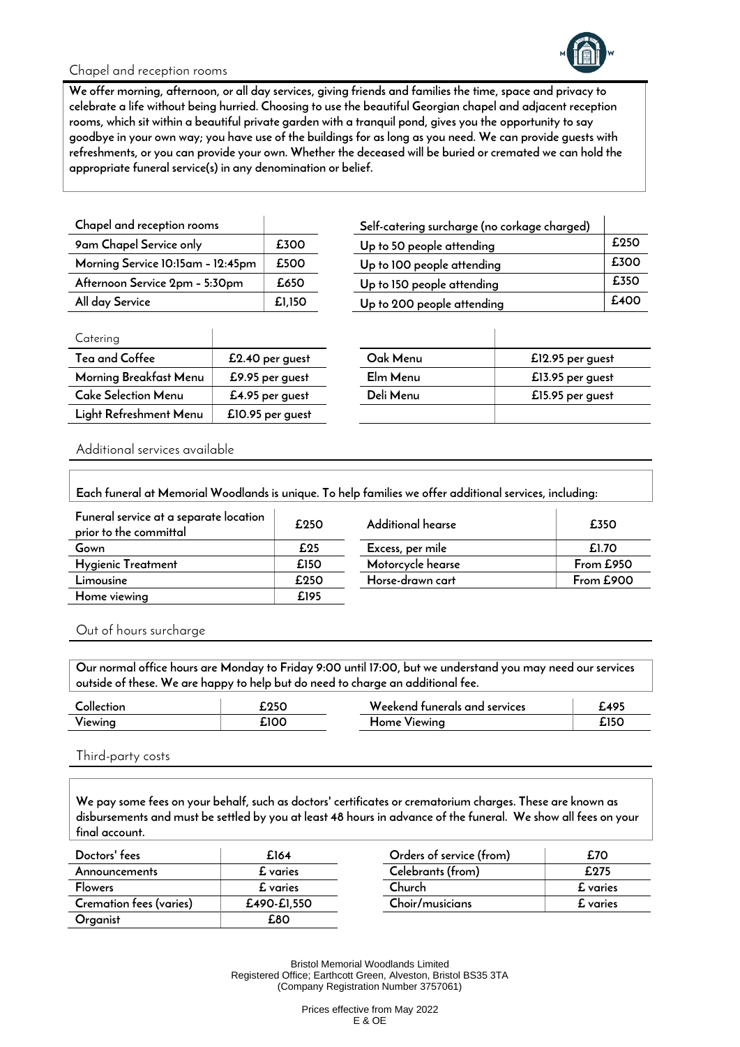## Chapel and reception rooms

**We offer morning, afternoon, or all day services, giving friends and families the time, space and privacy to celebrate a life without being hurried. Choosing to use the beautiful Georgian chapel and adjacent reception rooms, which sit within a beautiful private garden with a tranquil pond, gives you the opportunity to say goodbye in your own way; you have use of the buildings for as long as you need. We can provide guests with refreshments, or you can provide your own. Whether the deceased will be buried or cremated we can hold the appropriate funeral service(s) in any denomination or belief.**

| Chapel and reception rooms | |
|---|---|
| 9am Chapel Service only | £300 |
| Morning Service 10:15am - 12:45pm | £500 |
| Afternoon Service 2pm - 5:30pm | £650 |
| All day Service | £1,150 |

| Self-catering surcharge (no corkage charged) | |
|---|---|
| Up to 50 people attending | £250 |
| Up to 100 people attending | £300 |
| Up to 150 people attending | £350 |
| Up to 200 people attending | £400 |

| Catering | |
|---|---|
| Tea and Coffee | £2.40 per guest |
| Morning Breakfast Menu | £9.95 per guest |
| Cake Selection Menu | £4.95 per guest |
| Light Refreshment Menu | £10.95 per guest |

| | |
|---|---|
| Oak Menu | £12.95 per guest |
| Elm Menu | £13.95 per guest |
| Deli Menu | £15.95 per guest |

## Additional services available

**Each funeral at Memorial Woodlands is unique. To help families we offer additional services, including:**

| Funeral service at a separate location prior to the committal | £250 |
|---|---|
| Gown | £25 |
| Hygienic Treatment | £150 |
| Limousine | £250 |
| Home viewing | £195 |

| Additional hearse | £350 |
|---|---|
| Excess, per mile | £1.70 |
| Motorcycle hearse | From £950 |
| Horse-drawn cart | From £900 |

## Out of hours surcharge

**Our normal office hours are Monday to Friday 9:00 until 17:00, but we understand you may need our services outside of these. We are happy to help but do need to charge an additional fee.**

| Collection | £250 |
|---|---|
| Viewing | £100 |

| Weekend funerals and services | £495 |
|---|---|
| Home Viewing | £150 |

## Third-party costs

**We pay some fees on your behalf, such as doctors' certificates or crematorium charges. These are known as disbursements and must be settled by you at least 48 hours in advance of the funeral. We show all fees on your final account.**

| Doctors' fees | £164 |
|---|---|
| Announcements | £ varies |
| Flowers | £ varies |
| Cremation fees (varies) | £490-£1,550 |
| Organist | £80 |

| Orders of service (from) | £70 |
|---|---|
| Celebrants (from) | £275 |
| Church | £ varies |
| Choir/musicians | £ varies |

Bristol Memorial Woodlands Limited
Registered Office; Earthcott Green, Alveston, Bristol BS35 3TA
(Company Registration Number 3757061)

Prices effective from May 2022
E & OE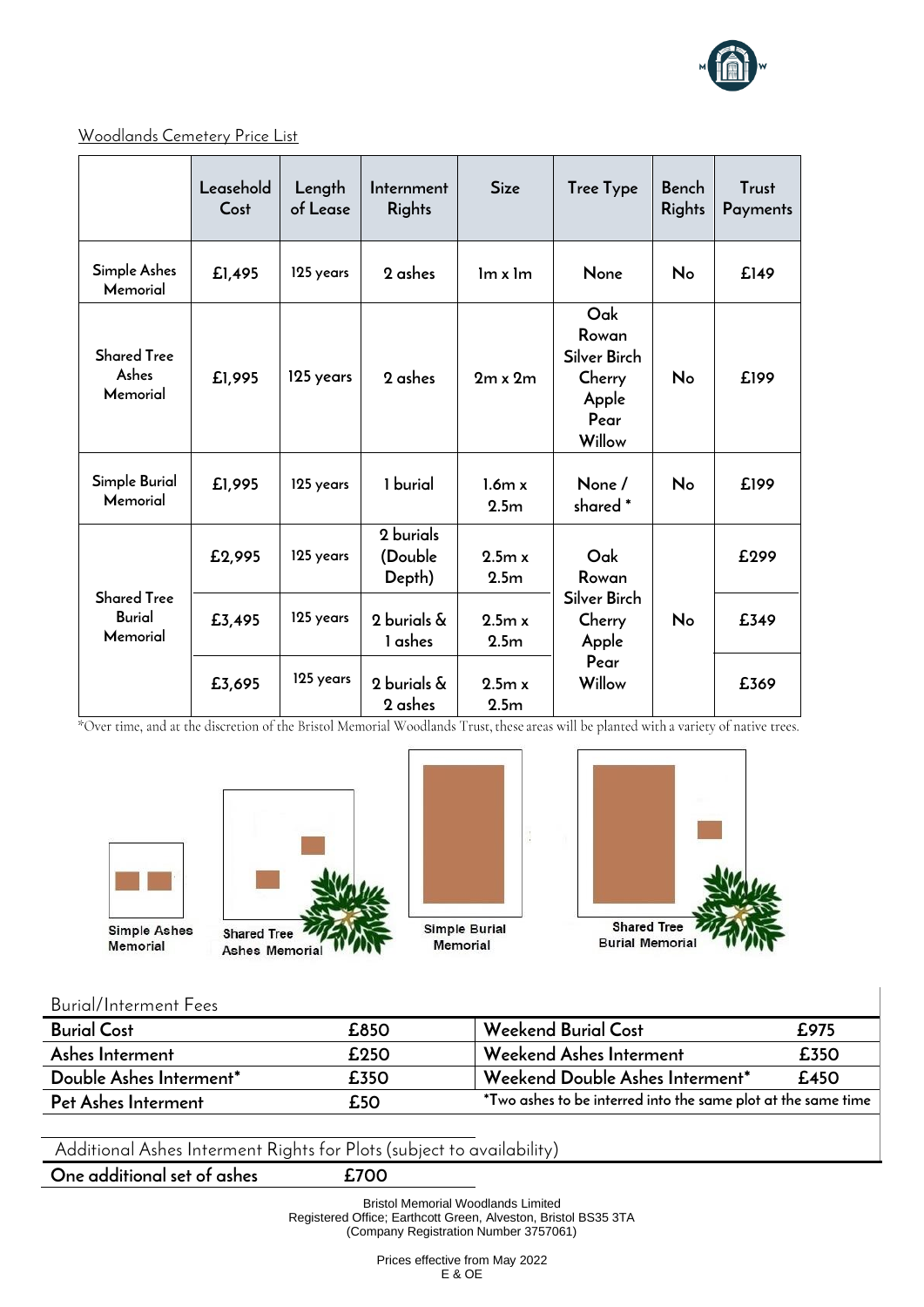Woodlands Cemetery Price List

| | Leasehold Cost | Length of Lease | Internment Rights | Size | Tree Type | Bench Rights | Trust Payments |
|---|---|---|---|---|---|---|---|
| Simple Ashes Memorial | £1,495 | 125 years | 2 ashes | 1m x 1m | None | No | £149 |
| Shared Tree Ashes Memorial | £1,995 | 125 years | 2 ashes | 2m x 2m | Oak Rowan Silver Birch Cherry Apple Pear Willow | No | £199 |
| Simple Burial Memorial | £1,995 | 125 years | 1 burial | 1.6m x 2.5m | None / shared * | No | £199 |
| Shared Tree Burial Memorial | £2,995 | 125 years | 2 burials (Double Depth) | 2.5m x 2.5m | Oak Rowan Silver Birch Cherry Apple Pear Willow | No | £299 |
| | £3,495 | 125 years | 2 burials & 1 ashes | 2.5m x 2.5m | | | £349 |
| | £3,695 | 125 years | 2 burials & 2 ashes | 2.5m x 2.5m | | | £369 |

*Over time, and at the discretion of the Bristol Memorial Woodlands Trust, these areas will be planted with a variety of native trees.

Simple Ashes Memorial | Shared Tree Ashes Memorial | Simple Burial Memorial | Shared Tree Burial Memorial

Burial/Interment Fees

| | | | |
|---|---|---|---|
| Burial Cost | £850 | Weekend Burial Cost | £975 |
| Ashes Interment | £250 | Weekend Ashes Interment | £350 |
| Double Ashes Interment* | £350 | Weekend Double Ashes Interment* | £450 |
| Pet Ashes Interment | £50 | *Two ashes to be interred into the same plot at the same time | |

Additional Ashes Interment Rights for Plots (subject to availability)

| | |
|---|---|
| One additional set of ashes | £700 |

Bristol Memorial Woodlands Limited
Registered Office; Earthcott Green, Alveston, Bristol BS35 3TA
(Company Registration Number 3757061)

Prices effective from May 2022
E & OE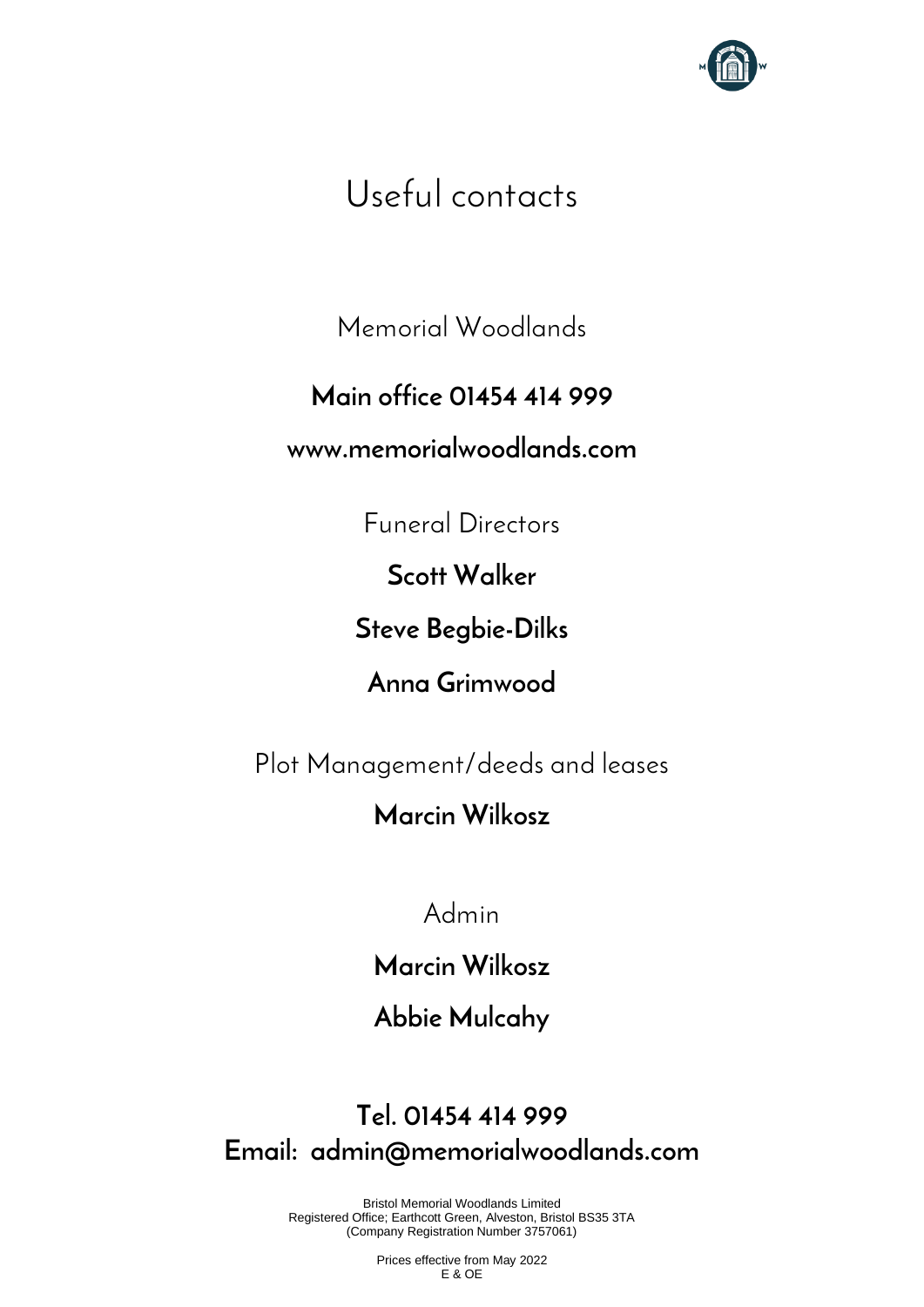# Useful contacts

Memorial Woodlands

**Main office 01454 414 999**

**www.memorialwoodlands.com**

Funeral Directors

**Scott Walker**

**Steve Begbie-Dilks**

**Anna Grimwood**

Plot Management/deeds and leases

**Marcin Wilkosz**

Admin

**Marcin Wilkosz**

**Abbie Mulcahy**

**Tel. 01454 414 999**
**Email: admin@memorialwoodlands.com**

Bristol Memorial Woodlands Limited
Registered Office; Earthcott Green, Alveston, Bristol BS35 3TA
(Company Registration Number 3757061)

Prices effective from May 2022
E & OE